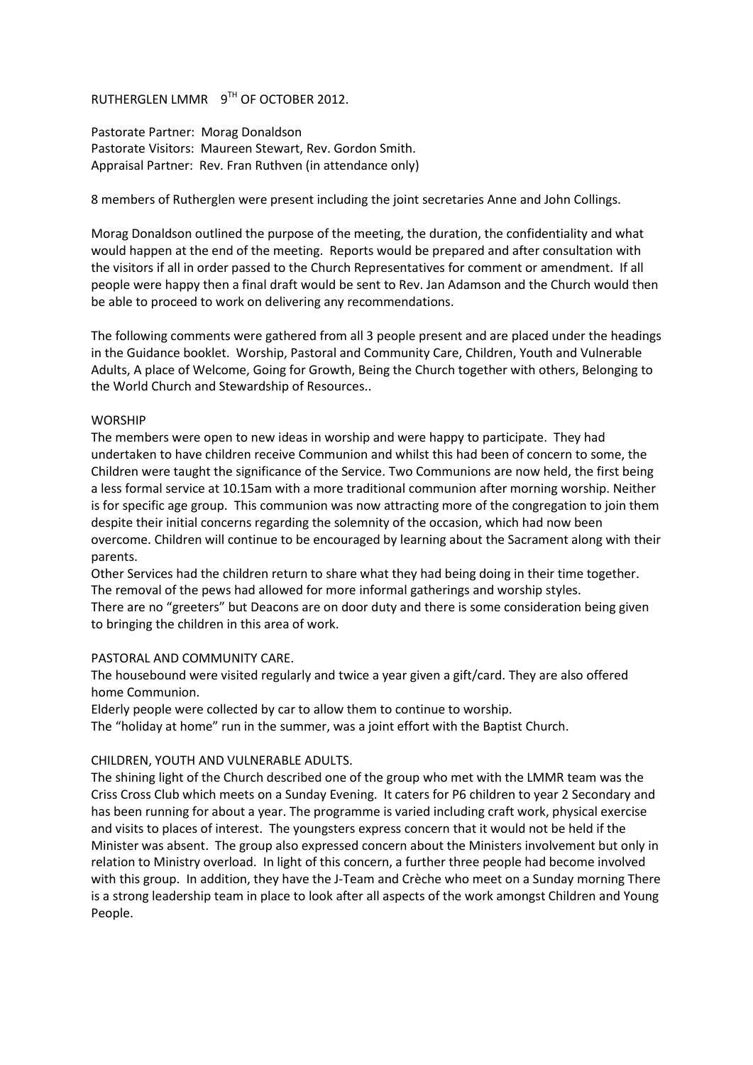RUTHERGLEN LMMR 9TH OF OCTOBER 2012.

Pastorate Partner: Morag Donaldson
Pastorate Visitors: Maureen Stewart, Rev. Gordon Smith.
Appraisal Partner: Rev. Fran Ruthven (in attendance only)

8 members of Rutherglen were present including the joint secretaries Anne and John Collings.

Morag Donaldson outlined the purpose of the meeting, the duration, the confidentiality and what would happen at the end of the meeting. Reports would be prepared and after consultation with the visitors if all in order passed to the Church Representatives for comment or amendment. If all people were happy then a final draft would be sent to Rev. Jan Adamson and the Church would then be able to proceed to work on delivering any recommendations.

The following comments were gathered from all 3 people present and are placed under the headings in the Guidance booklet. Worship, Pastoral and Community Care, Children, Youth and Vulnerable Adults, A place of Welcome, Going for Growth, Being the Church together with others, Belonging to the World Church and Stewardship of Resources..

## WORSHIP

The members were open to new ideas in worship and were happy to participate. They had undertaken to have children receive Communion and whilst this had been of concern to some, the Children were taught the significance of the Service. Two Communions are now held, the first being a less formal service at 10.15am with a more traditional communion after morning worship. Neither is for specific age group. This communion was now attracting more of the congregation to join them despite their initial concerns regarding the solemnity of the occasion, which had now been overcome. Children will continue to be encouraged by learning about the Sacrament along with their parents.

Other Services had the children return to share what they had being doing in their time together.
The removal of the pews had allowed for more informal gatherings and worship styles.
There are no "greeters" but Deacons are on door duty and there is some consideration being given to bringing the children in this area of work.

## PASTORAL AND COMMUNITY CARE.

The housebound were visited regularly and twice a year given a gift/card. They are also offered home Communion.
Elderly people were collected by car to allow them to continue to worship.
The "holiday at home" run in the summer, was a joint effort with the Baptist Church.

## CHILDREN, YOUTH AND VULNERABLE ADULTS.

The shining light of the Church described one of the group who met with the LMMR team was the Criss Cross Club which meets on a Sunday Evening. It caters for P6 children to year 2 Secondary and has been running for about a year. The programme is varied including craft work, physical exercise and visits to places of interest. The youngsters express concern that it would not be held if the Minister was absent. The group also expressed concern about the Ministers involvement but only in relation to Ministry overload. In light of this concern, a further three people had become involved with this group. In addition, they have the J-Team and Crèche who meet on a Sunday morning There is a strong leadership team in place to look after all aspects of the work amongst Children and Young People.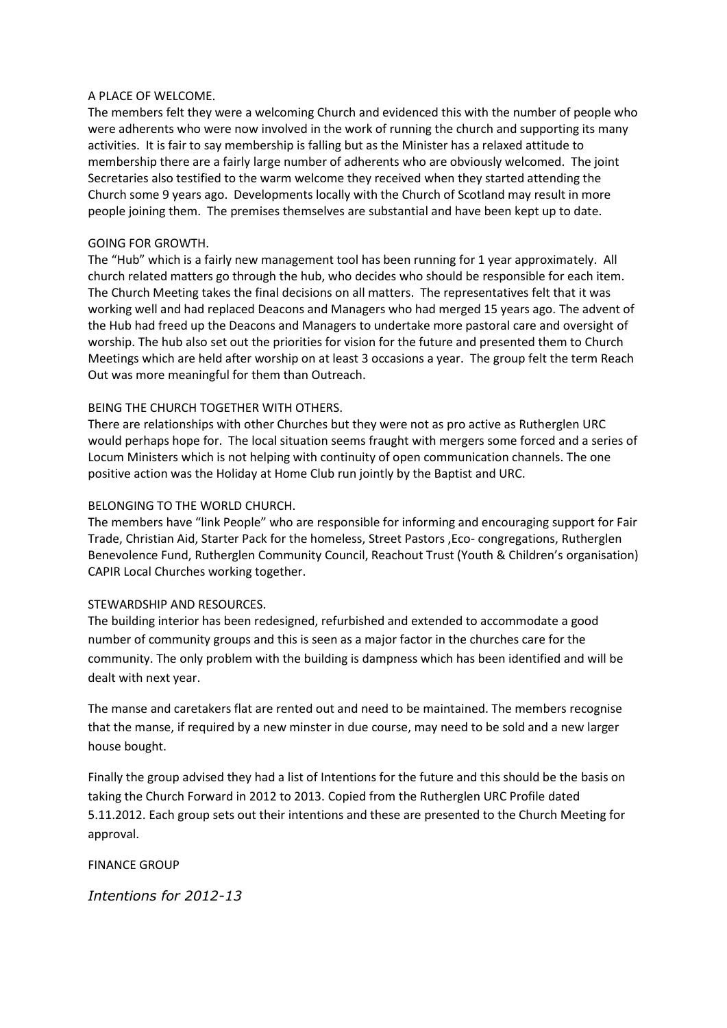A PLACE OF WELCOME.

The members felt they were a welcoming Church and evidenced this with the number of people who were adherents who were now involved in the work of running the church and supporting its many activities. It is fair to say membership is falling but as the Minister has a relaxed attitude to membership there are a fairly large number of adherents who are obviously welcomed. The joint Secretaries also testified to the warm welcome they received when they started attending the Church some 9 years ago. Developments locally with the Church of Scotland may result in more people joining them. The premises themselves are substantial and have been kept up to date.

GOING FOR GROWTH.

The "Hub" which is a fairly new management tool has been running for 1 year approximately. All church related matters go through the hub, who decides who should be responsible for each item. The Church Meeting takes the final decisions on all matters. The representatives felt that it was working well and had replaced Deacons and Managers who had merged 15 years ago. The advent of the Hub had freed up the Deacons and Managers to undertake more pastoral care and oversight of worship. The hub also set out the priorities for vision for the future and presented them to Church Meetings which are held after worship on at least 3 occasions a year. The group felt the term Reach Out was more meaningful for them than Outreach.

BEING THE CHURCH TOGETHER WITH OTHERS.

There are relationships with other Churches but they were not as pro active as Rutherglen URC would perhaps hope for. The local situation seems fraught with mergers some forced and a series of Locum Ministers which is not helping with continuity of open communication channels. The one positive action was the Holiday at Home Club run jointly by the Baptist and URC.

BELONGING TO THE WORLD CHURCH.

The members have "link People" who are responsible for informing and encouraging support for Fair Trade, Christian Aid, Starter Pack for the homeless, Street Pastors ,Eco- congregations, Rutherglen Benevolence Fund, Rutherglen Community Council, Reachout Trust (Youth & Children's organisation) CAPIR Local Churches working together.

STEWARDSHIP AND RESOURCES.

The building interior has been redesigned, refurbished and extended to accommodate a good number of community groups and this is seen as a major factor in the churches care for the community. The only problem with the building is dampness which has been identified and will be dealt with next year.

The manse and caretakers flat are rented out and need to be maintained. The members recognise that the manse, if required by a new minster in due course, may need to be sold and a new larger house bought.

Finally the group advised they had a list of Intentions for the future and this should be the basis on taking the Church Forward in 2012 to 2013. Copied from the Rutherglen URC Profile dated 5.11.2012. Each group sets out their intentions and these are presented to the Church Meeting for approval.

FINANCE GROUP

*Intentions for 2012-13*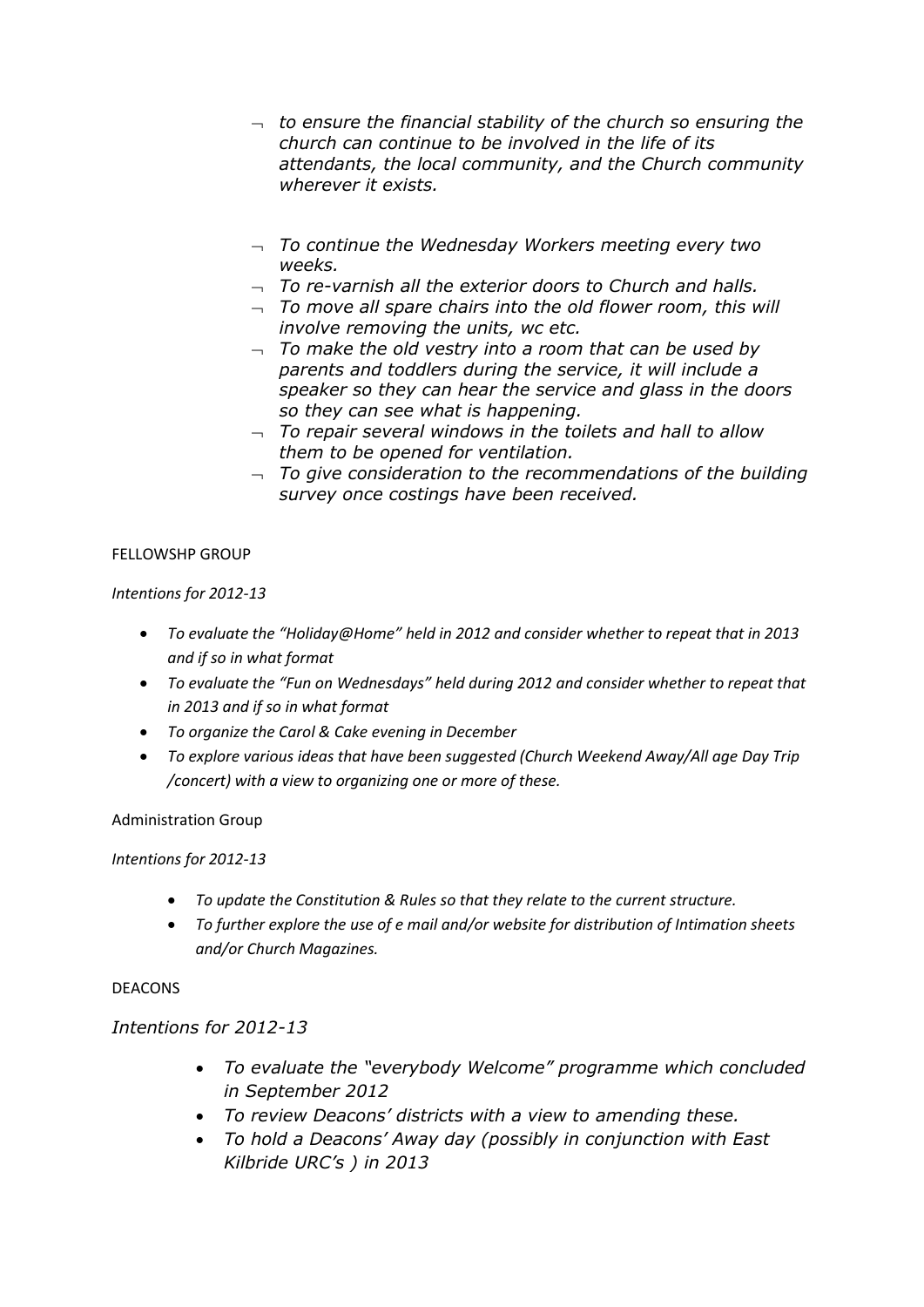- *to ensure the financial stability of the church so ensuring the church can continue to be involved in the life of its attendants, the local community, and the Church community wherever it exists.*

- *To continue the Wednesday Workers meeting every two weeks.*
- *To re-varnish all the exterior doors to Church and halls.*
- *To move all spare chairs into the old flower room, this will involve removing the units, wc etc.*
- *To make the old vestry into a room that can be used by parents and toddlers during the service, it will include a speaker so they can hear the service and glass in the doors so they can see what is happening.*
- *To repair several windows in the toilets and hall to allow them to be opened for ventilation.*
- *To give consideration to the recommendations of the building survey once costings have been received.*

FELLOWSHP GROUP

*Intentions for 2012-13*

- *To evaluate the "Holiday@Home" held in 2012 and consider whether to repeat that in 2013 and if so in what format*
- *To evaluate the "Fun on Wednesdays" held during 2012 and consider whether to repeat that in 2013 and if so in what format*
- *To organize the Carol & Cake evening in December*
- *To explore various ideas that have been suggested (Church Weekend Away/All age Day Trip /concert) with a view to organizing one or more of these.*

Administration Group

*Intentions for 2012-13*

- *To update the Constitution & Rules so that they relate to the current structure.*
- *To further explore the use of e mail and/or website for distribution of Intimation sheets and/or Church Magazines.*

DEACONS

*Intentions for 2012-13*

- *To evaluate the "everybody Welcome" programme which concluded in September 2012*
- *To review Deacons' districts with a view to amending these.*
- *To hold a Deacons' Away day (possibly in conjunction with East Kilbride URC's ) in 2013*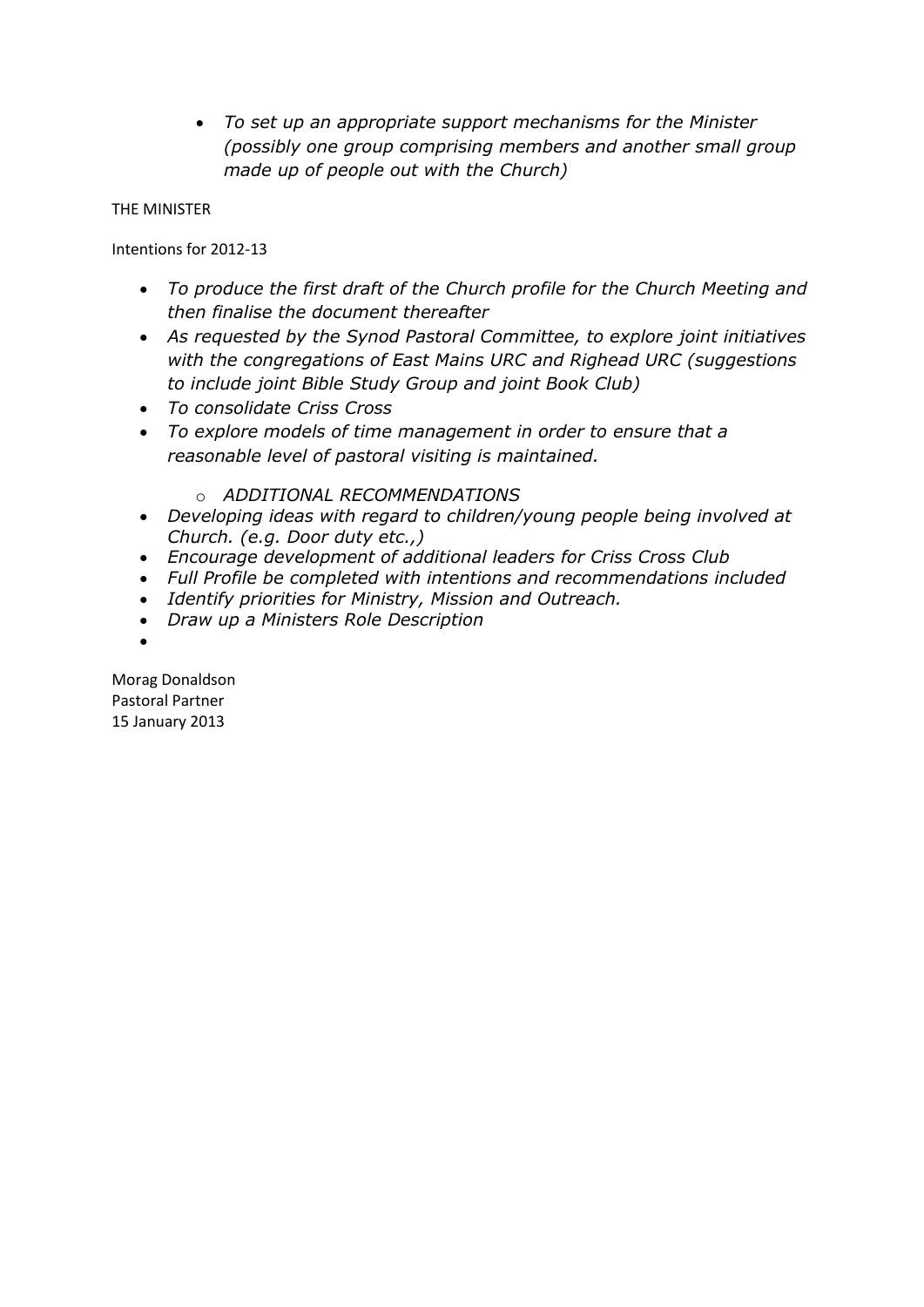- *To set up an appropriate support mechanisms for the Minister (possibly one group comprising members and another small group made up of people out with the Church)*

THE MINISTER

Intentions for 2012-13

- *To produce the first draft of the Church profile for the Church Meeting and then finalise the document thereafter*
- *As requested by the Synod Pastoral Committee, to explore joint initiatives with the congregations of East Mains URC and Righead URC (suggestions to include joint Bible Study Group and joint Book Club)*
- *To consolidate Criss Cross*
- *To explore models of time management in order to ensure that a reasonable level of pastoral visiting is maintained.*
    - *ADDITIONAL RECOMMENDATIONS*
- *Developing ideas with regard to children/young people being involved at Church. (e.g. Door duty etc.,)*
- *Encourage development of additional leaders for Criss Cross Club*
- *Full Profile be completed with intentions and recommendations included*
- *Identify priorities for Ministry, Mission and Outreach.*
- *Draw up a Ministers Role Description*

Morag Donaldson
Pastoral Partner
15 January 2013